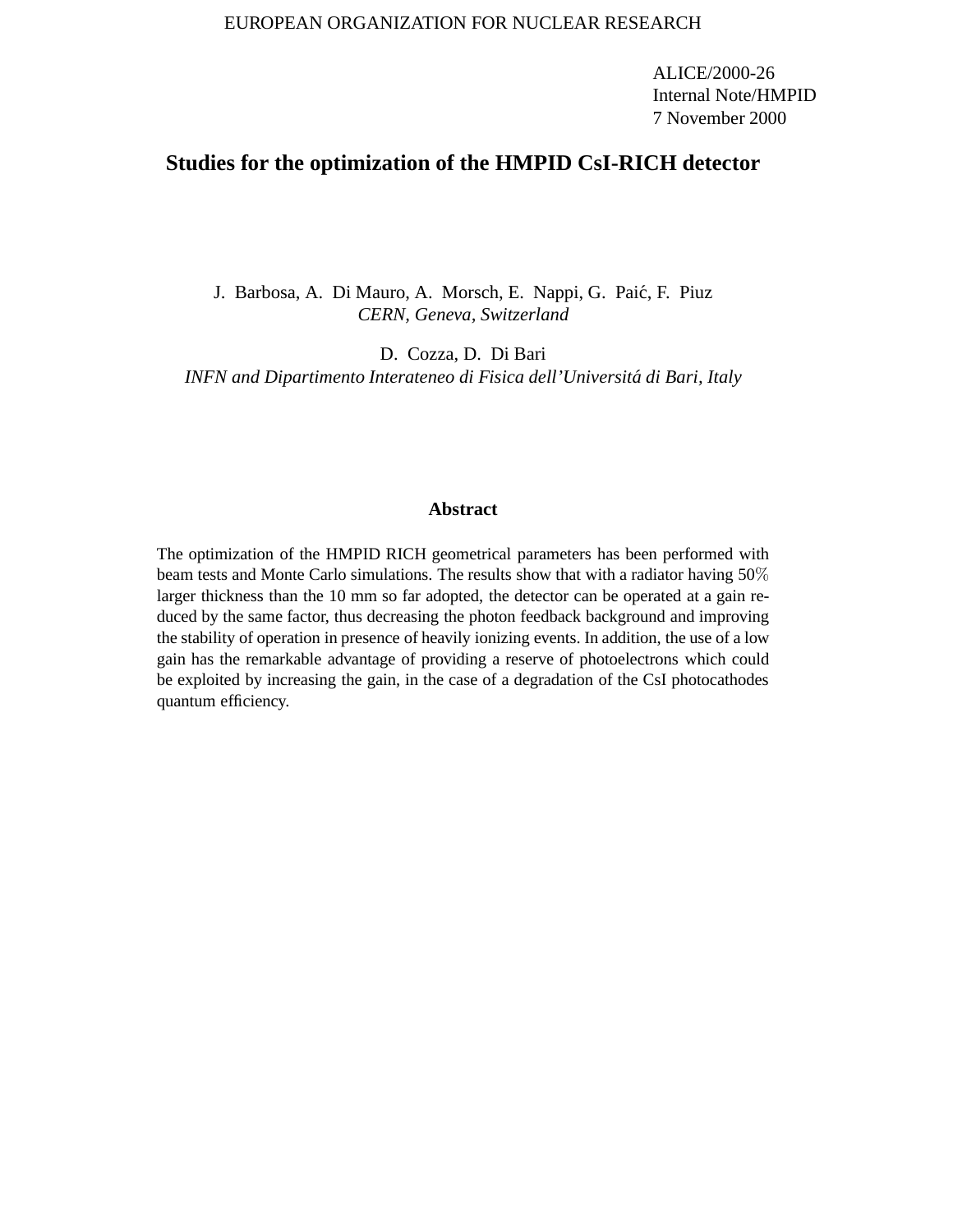EUROPEAN ORGANIZATION FOR NUCLEAR RESEARCH

ALICE/2000-26
Internal Note/HMPID
7 November 2000

# Studies for the optimization of the HMPID CsI-RICH detector

J. Barbosa, A. Di Mauro, A. Morsch, E. Nappi, G. Paić, F. Piuz
*CERN, Geneva, Switzerland*

D. Cozza, D. Di Bari
*INFN and Dipartimento Interateneo di Fisica dell'Universitá di Bari, Italy*

## Abstract

The optimization of the HMPID RICH geometrical parameters has been performed with beam tests and Monte Carlo simulations. The results show that with a radiator having 50% larger thickness than the 10 mm so far adopted, the detector can be operated at a gain reduced by the same factor, thus decreasing the photon feedback background and improving the stability of operation in presence of heavily ionizing events. In addition, the use of a low gain has the remarkable advantage of providing a reserve of photoelectrons which could be exploited by increasing the gain, in the case of a degradation of the CsI photocathodes quantum efficiency.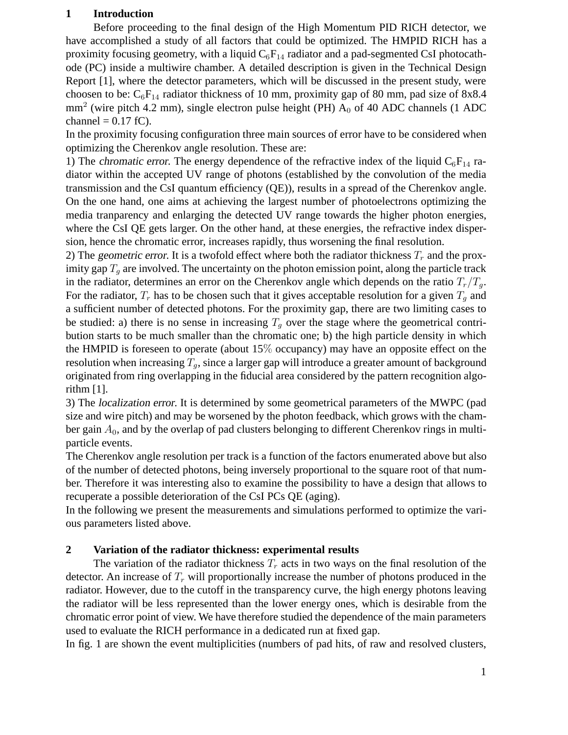## 1 Introduction

Before proceeding to the final design of the High Momentum PID RICH detector, we have accomplished a study of all factors that could be optimized. The HMPID RICH has a proximity focusing geometry, with a liquid $C_6F_{14}$ radiator and a pad-segmented CsI photocathode (PC) inside a multiwire chamber. A detailed description is given in the Technical Design Report [1], where the detector parameters, which will be discussed in the present study, were choosen to be: $C_6F_{14}$ radiator thickness of 10 mm, proximity gap of 80 mm, pad size of 8x8.4 mm$^2$ (wire pitch 4.2 mm), single electron pulse height (PH) $A_0$ of 40 ADC channels (1 ADC channel = 0.17 fC).

In the proximity focusing configuration three main sources of error have to be considered when optimizing the Cherenkov angle resolution. These are:

1) The *chromatic error.* The energy dependence of the refractive index of the liquid $C_6F_{14}$ radiator within the accepted UV range of photons (established by the convolution of the media transmission and the CsI quantum efficiency (QE)), results in a spread of the Cherenkov angle. On the one hand, one aims at achieving the largest number of photoelectrons optimizing the media tranparency and enlarging the detected UV range towards the higher photon energies, where the CsI QE gets larger. On the other hand, at these energies, the refractive index dispersion, hence the chromatic error, increases rapidly, thus worsening the final resolution.

2) The *geometric error.* It is a twofold effect where both the radiator thickness $T_r$ and the proximity gap $T_g$ are involved. The uncertainty on the photon emission point, along the particle track in the radiator, determines an error on the Cherenkov angle which depends on the ratio $T_r/T_g$. For the radiator, $T_r$ has to be chosen such that it gives acceptable resolution for a given $T_g$ and a sufficient number of detected photons. For the proximity gap, there are two limiting cases to be studied: a) there is no sense in increasing $T_g$ over the stage where the geometrical contribution starts to be much smaller than the chromatic one; b) the high particle density in which the HMPID is foreseen to operate (about $15\%$ occupancy) may have an opposite effect on the resolution when increasing $T_g$, since a larger gap will introduce a greater amount of background originated from ring overlapping in the fiducial area considered by the pattern recognition algorithm [1].

3) The *localization error.* It is determined by some geometrical parameters of the MWPC (pad size and wire pitch) and may be worsened by the photon feedback, which grows with the chamber gain $A_0$, and by the overlap of pad clusters belonging to different Cherenkov rings in multi-particle events.

The Cherenkov angle resolution per track is a function of the factors enumerated above but also of the number of detected photons, being inversely proportional to the square root of that number. Therefore it was interesting also to examine the possibility to have a design that allows to recuperate a possible deterioration of the CsI PCs QE (aging).

In the following we present the measurements and simulations performed to optimize the various parameters listed above.

## 2 Variation of the radiator thickness: experimental results

The variation of the radiator thickness $T_r$ acts in two ways on the final resolution of the detector. An increase of $T_r$ will proportionally increase the number of photons produced in the radiator. However, due to the cutoff in the transparency curve, the high energy photons leaving the radiator will be less represented than the lower energy ones, which is desirable from the chromatic error point of view. We have therefore studied the dependence of the main parameters used to evaluate the RICH performance in a dedicated run at fixed gap.

In fig. 1 are shown the event multiplicities (numbers of pad hits, of raw and resolved clusters,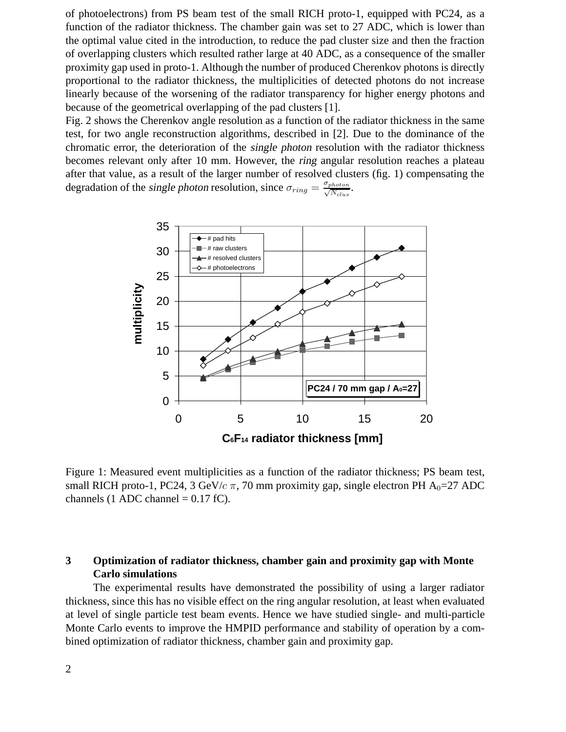of photoelectrons) from PS beam test of the small RICH proto-1, equipped with PC24, as a function of the radiator thickness. The chamber gain was set to 27 ADC, which is lower than the optimal value cited in the introduction, to reduce the pad cluster size and then the fraction of overlapping clusters which resulted rather large at 40 ADC, as a consequence of the smaller proximity gap used in proto-1. Although the number of produced Cherenkov photons is directly proportional to the radiator thickness, the multiplicities of detected photons do not increase linearly because of the worsening of the radiator transparency for higher energy photons and because of the geometrical overlapping of the pad clusters [1].

Fig. 2 shows the Cherenkov angle resolution as a function of the radiator thickness in the same test, for two angle reconstruction algorithms, described in [2]. Due to the dominance of the chromatic error, the deterioration of the *single photon* resolution with the radiator thickness becomes relevant only after 10 mm. However, the *ring* angular resolution reaches a plateau after that value, as a result of the larger number of resolved clusters (fig. 1) compensating the degradation of the *single photon* resolution, since $\sigma_{ring} = \frac{\sigma_{photon}}{\sqrt{N_{clus}}}$.

Figure 1: Measured event multiplicities as a function of the radiator thickness; PS beam test, small RICH proto-1, PC24, 3 GeV/$c$ $\pi$, 70 mm proximity gap, single electron PH $A_0$=27 ADC channels (1 ADC channel = 0.17 fC).

## 3 Optimization of radiator thickness, chamber gain and proximity gap with Monte Carlo simulations

The experimental results have demonstrated the possibility of using a larger radiator thickness, since this has no visible effect on the ring angular resolution, at least when evaluated at level of single particle test beam events. Hence we have studied single- and multi-particle Monte Carlo events to improve the HMPID performance and stability of operation by a combined optimization of radiator thickness, chamber gain and proximity gap.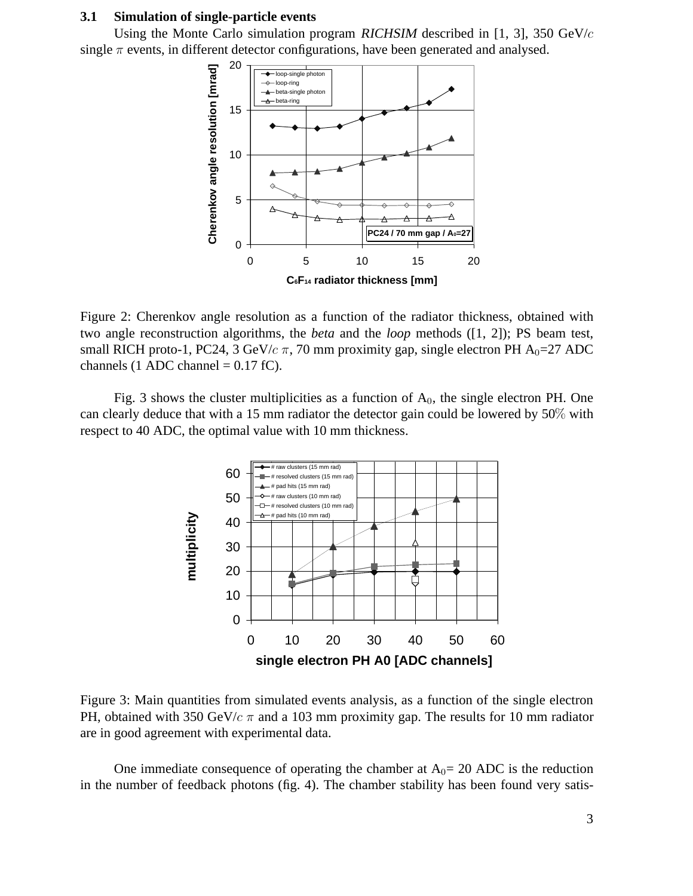### 3.1 Simulation of single-particle events

Using the Monte Carlo simulation program *RICHSIM* described in [1, 3], 350 GeV/$c$ single $\pi$ events, in different detector configurations, have been generated and analysed.

Figure 2: Cherenkov angle resolution as a function of the radiator thickness, obtained with two angle reconstruction algorithms, the *beta* and the *loop* methods ([1, 2]); PS beam test, small RICH proto-1, PC24, 3 GeV/$c$ $\pi$, 70 mm proximity gap, single electron PH $A_0$=27 ADC channels (1 ADC channel = 0.17 fC).

Fig. 3 shows the cluster multiplicities as a function of $A_0$, the single electron PH. One can clearly deduce that with a 15 mm radiator the detector gain could be lowered by 50% with respect to 40 ADC, the optimal value with 10 mm thickness.

Figure 3: Main quantities from simulated events analysis, as a function of the single electron PH, obtained with 350 GeV/$c$ $\pi$ and a 103 mm proximity gap. The results for 10 mm radiator are in good agreement with experimental data.

One immediate consequence of operating the chamber at $A_0$= 20 ADC is the reduction in the number of feedback photons (fig. 4). The chamber stability has been found very satis-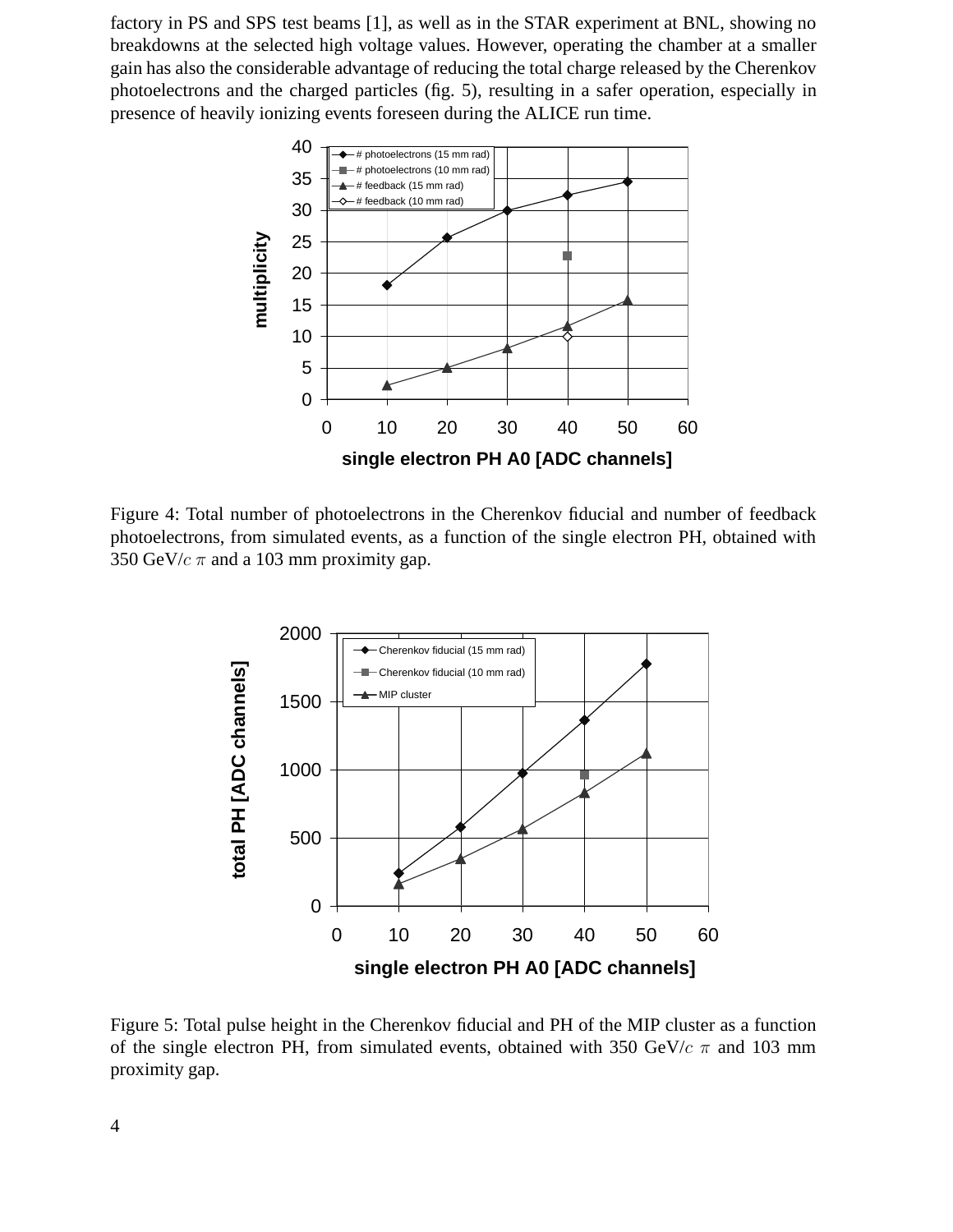factory in PS and SPS test beams [1], as well as in the STAR experiment at BNL, showing no breakdowns at the selected high voltage values. However, operating the chamber at a smaller gain has also the considerable advantage of reducing the total charge released by the Cherenkov photoelectrons and the charged particles (fig. 5), resulting in a safer operation, especially in presence of heavily ionizing events foreseen during the ALICE run time.

Figure 4: Total number of photoelectrons in the Cherenkov fiducial and number of feedback photoelectrons, from simulated events, as a function of the single electron PH, obtained with 350 GeV/$c$ $\pi$ and a 103 mm proximity gap.

Figure 5: Total pulse height in the Cherenkov fiducial and PH of the MIP cluster as a function of the single electron PH, from simulated events, obtained with 350 GeV/$c$ $\pi$ and 103 mm proximity gap.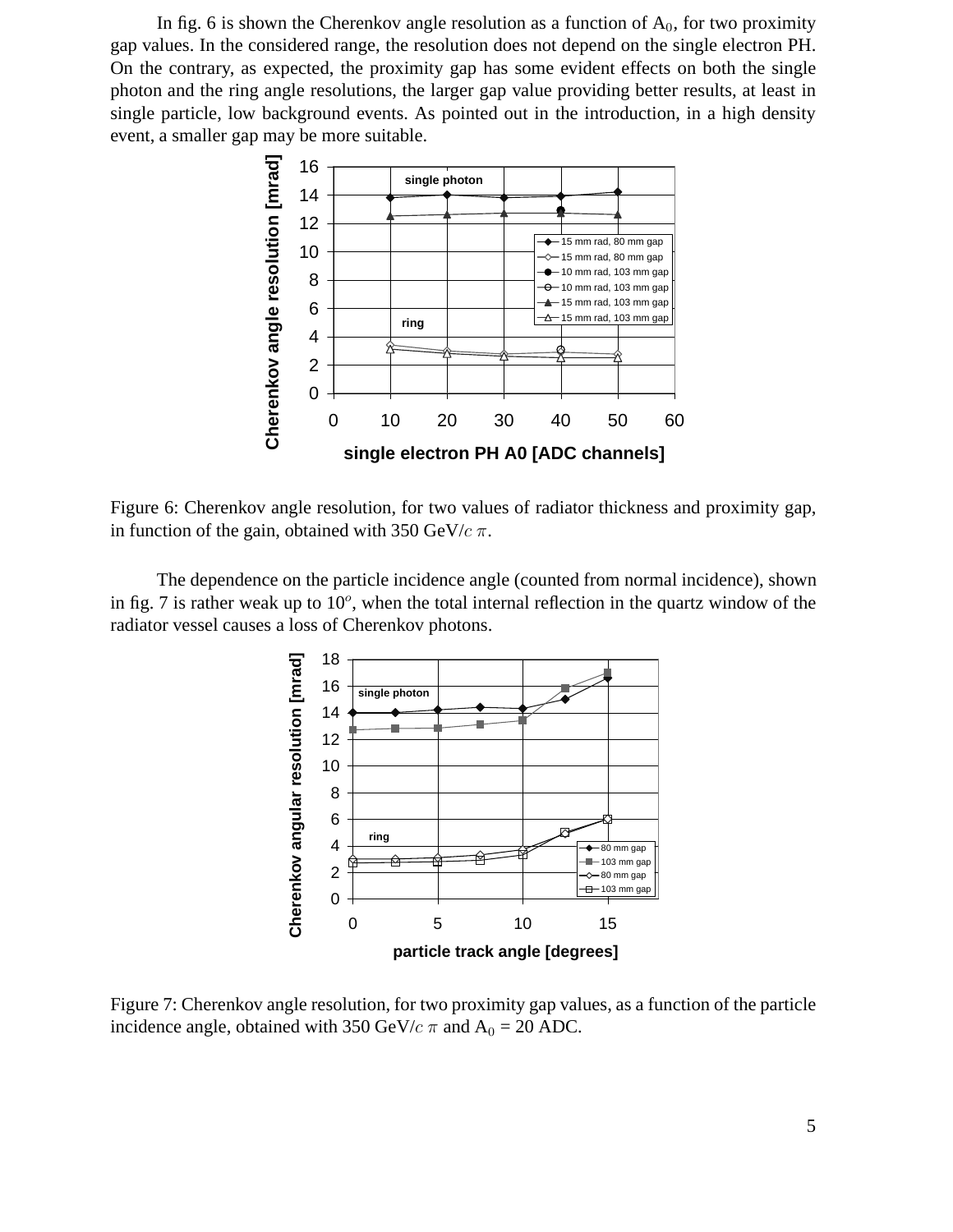In fig. 6 is shown the Cherenkov angle resolution as a function of $A_0$, for two proximity gap values. In the considered range, the resolution does not depend on the single electron PH. On the contrary, as expected, the proximity gap has some evident effects on both the single photon and the ring angle resolutions, the larger gap value providing better results, at least in single particle, low background events. As pointed out in the introduction, in a high density event, a smaller gap may be more suitable.

Figure 6: Cherenkov angle resolution, for two values of radiator thickness and proximity gap, in function of the gain, obtained with 350 GeV/$c$ $\pi$.

The dependence on the particle incidence angle (counted from normal incidence), shown in fig. 7 is rather weak up to $10^o$, when the total internal reflection in the quartz window of the radiator vessel causes a loss of Cherenkov photons.

Figure 7: Cherenkov angle resolution, for two proximity gap values, as a function of the particle incidence angle, obtained with 350 GeV/$c$ $\pi$ and $A_0$ = 20 ADC.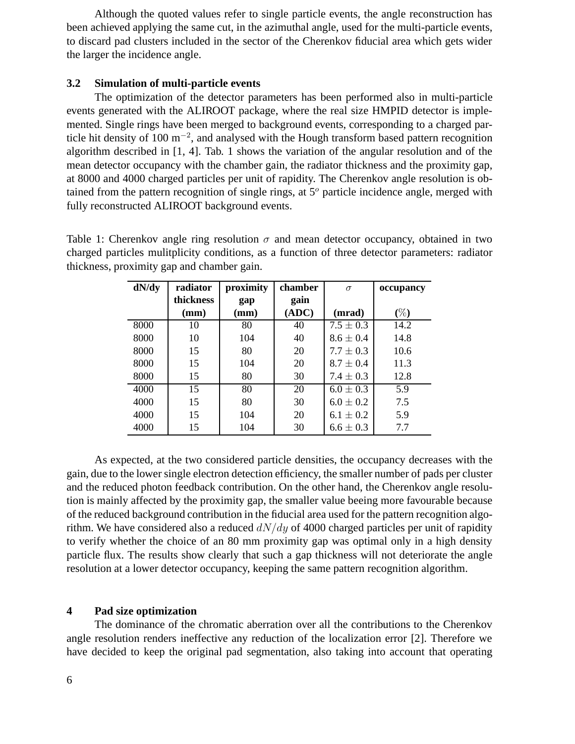Although the quoted values refer to single particle events, the angle reconstruction has been achieved applying the same cut, in the azimuthal angle, used for the multi-particle events, to discard pad clusters included in the sector of the Cherenkov fiducial area which gets wider the larger the incidence angle.

### 3.2 Simulation of multi-particle events

The optimization of the detector parameters has been performed also in multi-particle events generated with the ALIROOT package, where the real size HMPID detector is implemented. Single rings have been merged to background events, corresponding to a charged particle hit density of 100 $m^{-2}$, and analysed with the Hough transform based pattern recognition algorithm described in [1, 4]. Tab. 1 shows the variation of the angular resolution and of the mean detector occupancy with the chamber gain, the radiator thickness and the proximity gap, at 8000 and 4000 charged particles per unit of rapidity. The Cherenkov angle resolution is obtained from the pattern recognition of single rings, at $5^o$ particle incidence angle, merged with fully reconstructed ALIROOT background events.

Table 1: Cherenkov angle ring resolution $\sigma$ and mean detector occupancy, obtained in two charged particles mulitplicity conditions, as a function of three detector parameters: radiator thickness, proximity gap and chamber gain.

| dN/dy | radiator thickness (mm) | proximity gap (mm) | chamber gain (ADC) | $\sigma$ (mrad) | occupancy (%) |
|---|---|---|---|---|---|
| 8000 | 10 | 80 | 40 | $7.5 \pm 0.3$ | 14.2 |
| 8000 | 10 | 104 | 40 | $8.6 \pm 0.4$ | 14.8 |
| 8000 | 15 | 80 | 20 | $7.7 \pm 0.3$ | 10.6 |
| 8000 | 15 | 104 | 20 | $8.7 \pm 0.4$ | 11.3 |
| 8000 | 15 | 80 | 30 | $7.4 \pm 0.3$ | 12.8 |
| 4000 | 15 | 80 | 20 | $6.0 \pm 0.3$ | 5.9 |
| 4000 | 15 | 80 | 30 | $6.0 \pm 0.2$ | 7.5 |
| 4000 | 15 | 104 | 20 | $6.1 \pm 0.2$ | 5.9 |
| 4000 | 15 | 104 | 30 | $6.6 \pm 0.3$ | 7.7 |

As expected, at the two considered particle densities, the occupancy decreases with the gain, due to the lower single electron detection efficiency, the smaller number of pads per cluster and the reduced photon feedback contribution. On the other hand, the Cherenkov angle resolution is mainly affected by the proximity gap, the smaller value beeing more favourable because of the reduced background contribution in the fiducial area used for the pattern recognition algorithm. We have considered also a reduced $dN/dy$ of 4000 charged particles per unit of rapidity to verify whether the choice of an 80 mm proximity gap was optimal only in a high density particle flux. The results show clearly that such a gap thickness will not deteriorate the angle resolution at a lower detector occupancy, keeping the same pattern recognition algorithm.

## 4 Pad size optimization

The dominance of the chromatic aberration over all the contributions to the Cherenkov angle resolution renders ineffective any reduction of the localization error [2]. Therefore we have decided to keep the original pad segmentation, also taking into account that operating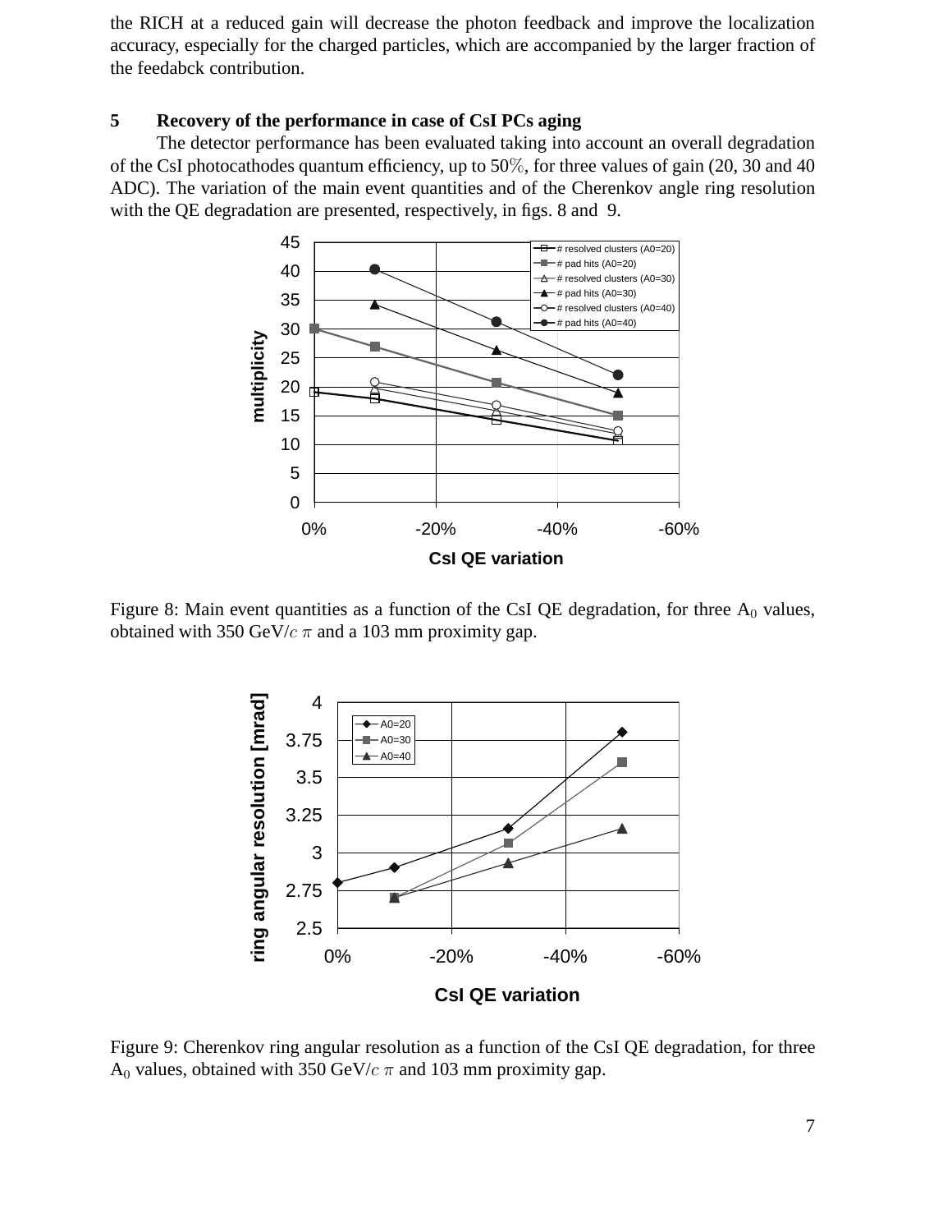the RICH at a reduced gain will decrease the photon feedback and improve the localization accuracy, especially for the charged particles, which are accompanied by the larger fraction of the feedabck contribution.

## 5 Recovery of the performance in case of CsI PCs aging

The detector performance has been evaluated taking into account an overall degradation of the CsI photocathodes quantum efficiency, up to 50%, for three values of gain (20, 30 and 40 ADC). The variation of the main event quantities and of the Cherenkov angle ring resolution with the QE degradation are presented, respectively, in figs. 8 and 9.

Figure 8: Main event quantities as a function of the CsI QE degradation, for three $A_0$ values, obtained with 350 GeV/$c$ $\pi$ and a 103 mm proximity gap.

Figure 9: Cherenkov ring angular resolution as a function of the CsI QE degradation, for three $A_0$ values, obtained with 350 GeV/$c$ $\pi$ and 103 mm proximity gap.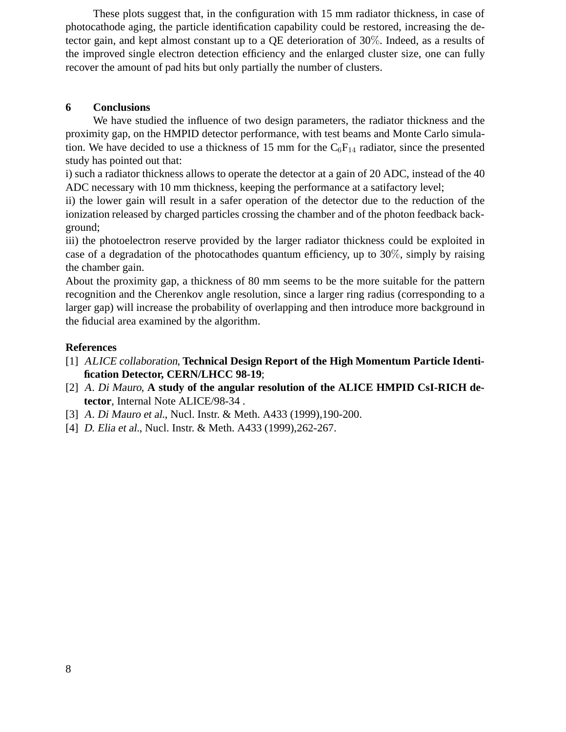These plots suggest that, in the configuration with 15 mm radiator thickness, in case of photocathode aging, the particle identification capability could be restored, increasing the detector gain, and kept almost constant up to a QE deterioration of 30%. Indeed, as a results of the improved single electron detection efficiency and the enlarged cluster size, one can fully recover the amount of pad hits but only partially the number of clusters.

## 6 Conclusions

We have studied the influence of two design parameters, the radiator thickness and the proximity gap, on the HMPID detector performance, with test beams and Monte Carlo simulation. We have decided to use a thickness of 15 mm for the $C_6F_{14}$ radiator, since the presented study has pointed out that:

i) such a radiator thickness allows to operate the detector at a gain of 20 ADC, instead of the 40 ADC necessary with 10 mm thickness, keeping the performance at a satifactory level;

ii) the lower gain will result in a safer operation of the detector due to the reduction of the ionization released by charged particles crossing the chamber and of the photon feedback background;

iii) the photoelectron reserve provided by the larger radiator thickness could be exploited in case of a degradation of the photocathodes quantum efficiency, up to 30%, simply by raising the chamber gain.

About the proximity gap, a thickness of 80 mm seems to be the more suitable for the pattern recognition and the Cherenkov angle resolution, since a larger ring radius (corresponding to a larger gap) will increase the probability of overlapping and then introduce more background in the fiducial area examined by the algorithm.

## References

[1] *ALICE collaboration*, **Technical Design Report of the High Momentum Particle Identification Detector, CERN/LHCC 98-19**;

[2] *A. Di Mauro*, **A study of the angular resolution of the ALICE HMPID CsI-RICH detector**, Internal Note ALICE/98-34 .

[3] *A. Di Mauro et al.*, Nucl. Instr. & Meth. A433 (1999),190-200.

[4] *D. Elia et al.*, Nucl. Instr. & Meth. A433 (1999),262-267.